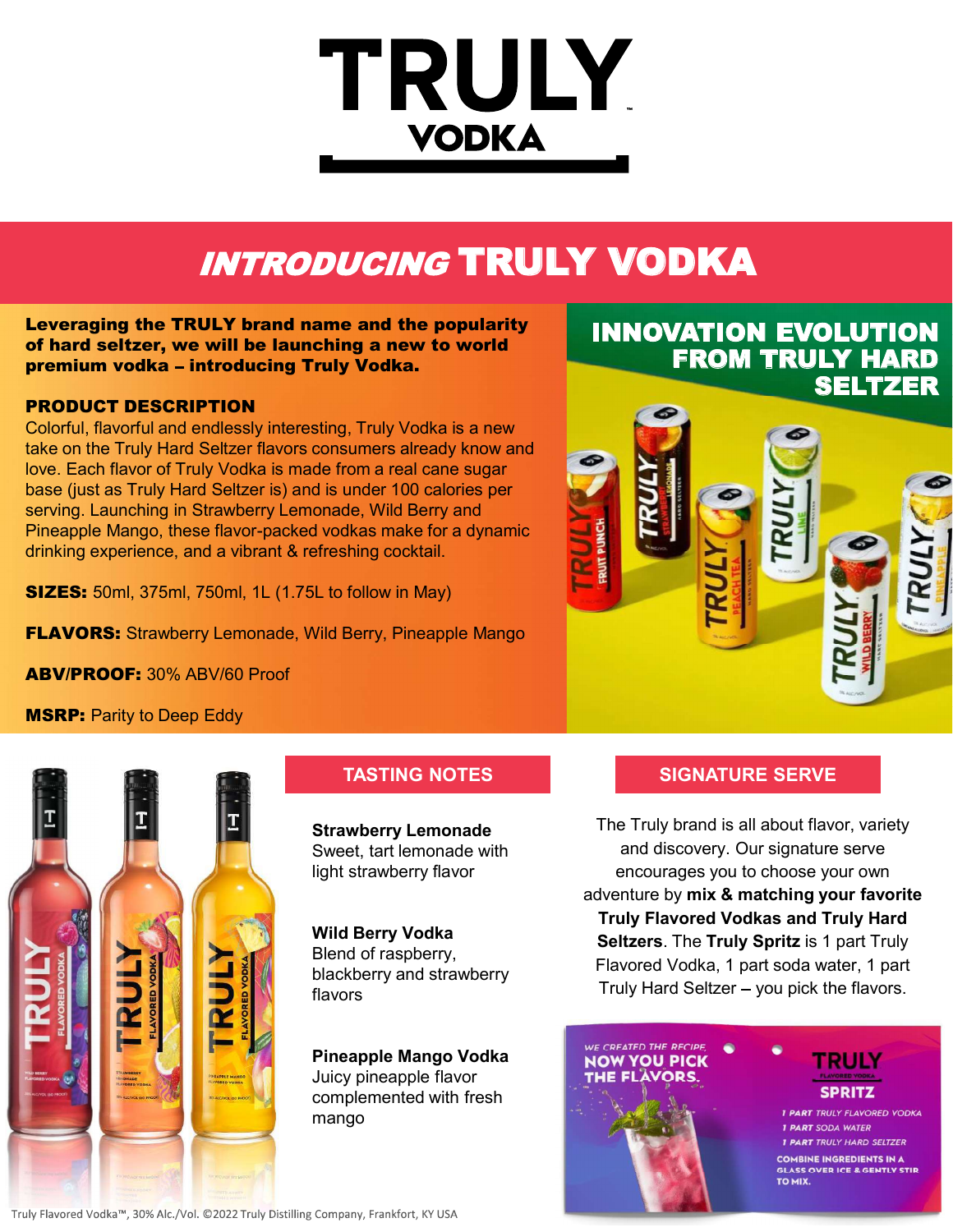# TRULY VODKA

## *INTRODUCING* TRULY VODKA

**Leveraging the TRULY brand name and the popularity of hard seltzer, we will be launching a new to world premium vodka – introducing Truly Vodka.**

**PRODUCT DESCRIPTION**

Colorful, flavorful and endlessly interesting, Truly Vodka is a new take on the Truly Hard Seltzer flavors consumers already know and love. Each flavor of Truly Vodka is made from a real cane sugar base (just as Truly Hard Seltzer is) and is under 100 calories per serving. Launching in Strawberry Lemonade, Wild Berry and Pineapple Mango, these flavor-packed vodkas make for a dynamic drinking experience, and a vibrant & refreshing cocktail.

**SIZES:** 50ml, 375ml, 750ml, 1L (1.75L to follow in May)

**FLAVORS:** Strawberry Lemonade, Wild Berry, Pineapple Mango

**ABV/PROOF:** 30% ABV/60 Proof

**MSRP:** Parity to Deep Eddy

## INNOVATION EVOLUTION FROM TRULY HARD SELTZER

### TASTING NOTES

**Strawberry Lemonade**
Sweet, tart lemonade with light strawberry flavor

**Wild Berry Vodka**
Blend of raspberry, blackberry and strawberry flavors

**Pineapple Mango Vodka**
Juicy pineapple flavor complemented with fresh mango

### SIGNATURE SERVE

The Truly brand is all about flavor, variety and discovery. Our signature serve encourages you to choose your own adventure by **mix & matching your favorite Truly Flavored Vodkas and Truly Hard Seltzers**. The **Truly Spritz** is 1 part Truly Flavored Vodka, 1 part soda water, 1 part Truly Hard Seltzer – you pick the flavors.

WE CREATED THE RECIPE, NOW YOU PICK THE FLAVORS.

TRULY FLAVORED VODKA SPRITZ

- 1 PART TRULY FLAVORED VODKA
- 1 PART SODA WATER
- 1 PART TRULY HARD SELTZER

COMBINE INGREDIENTS IN A GLASS OVER ICE & GENTLY STIR TO MIX.

Truly Flavored Vodka™, 30% Alc./Vol. ©2022 Truly Distilling Company, Frankfort, KY USA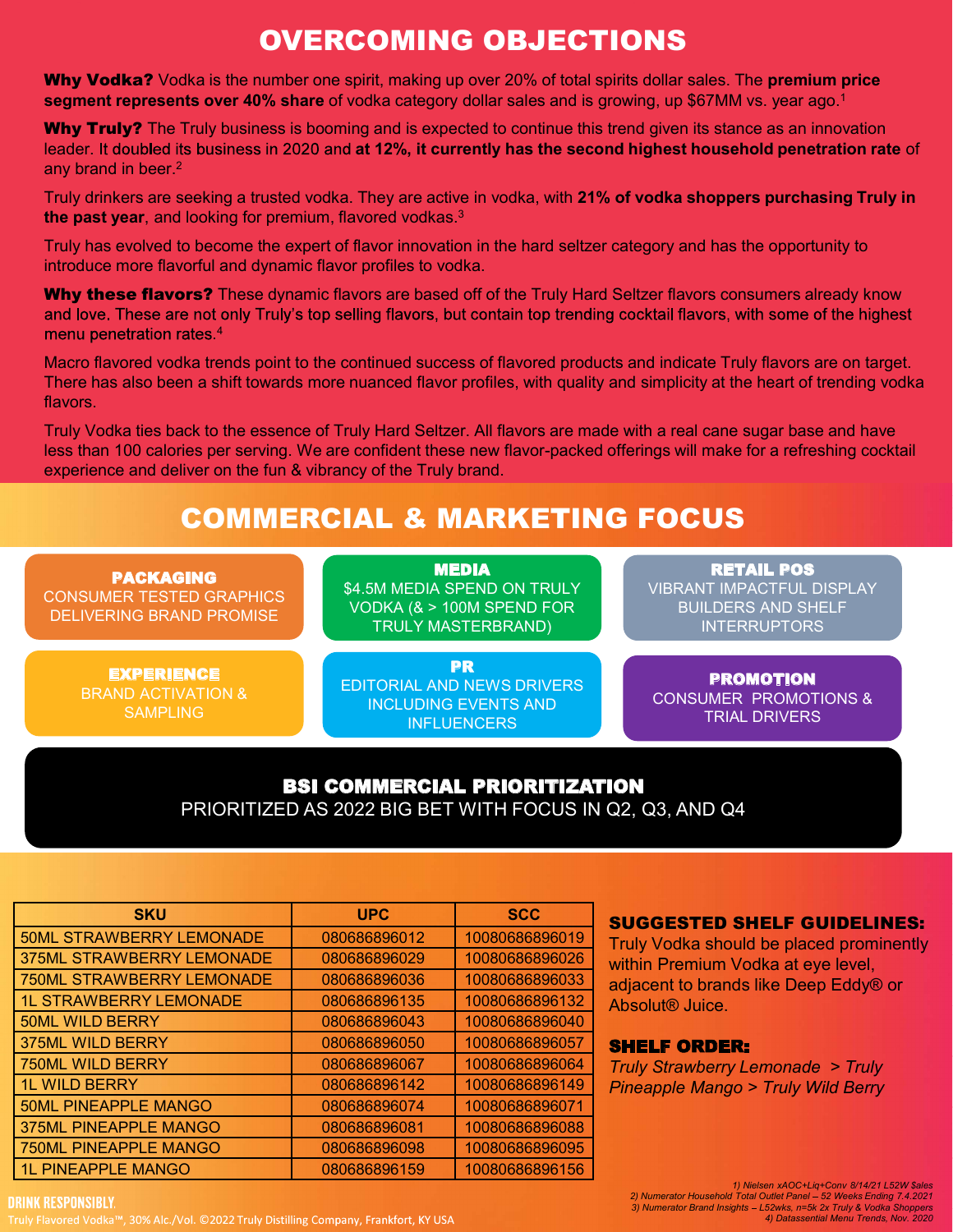# OVERCOMING OBJECTIONS

**Why Vodka?** Vodka is the number one spirit, making up over 20% of total spirits dollar sales. The **premium price segment represents over 40% share** of vodka category dollar sales and is growing, up $67MM vs. year ago.[1]

**Why Truly?** The Truly business is booming and is expected to continue this trend given its stance as an innovation leader. It doubled its business in 2020 and **at 12%, it currently has the second highest household penetration rate** of any brand in beer.[2]

Truly drinkers are seeking a trusted vodka. They are active in vodka, with **21% of vodka shoppers purchasing Truly in the past year**, and looking for premium, flavored vodkas.[3]

Truly has evolved to become the expert of flavor innovation in the hard seltzer category and has the opportunity to introduce more flavorful and dynamic flavor profiles to vodka.

**Why these flavors?** These dynamic flavors are based off of the Truly Hard Seltzer flavors consumers already know and love. These are not only Truly's top selling flavors, but contain top trending cocktail flavors, with some of the highest menu penetration rates.[4]

Macro flavored vodka trends point to the continued success of flavored products and indicate Truly flavors are on target. There has also been a shift towards more nuanced flavor profiles, with quality and simplicity at the heart of trending vodka flavors.

Truly Vodka ties back to the essence of Truly Hard Seltzer. All flavors are made with a real cane sugar base and have less than 100 calories per serving. We are confident these new flavor-packed offerings will make for a refreshing cocktail experience and deliver on the fun & vibrancy of the Truly brand.

# COMMERCIAL & MARKETING FOCUS

**PACKAGING**
CONSUMER TESTED GRAPHICS DELIVERING BRAND PROMISE

**MEDIA**
$4.5M MEDIA SPEND ON TRULY VODKA (& > 100M SPEND FOR TRULY MASTERBRAND)

**RETAIL POS**
VIBRANT IMPACTFUL DISPLAY BUILDERS AND SHELF INTERRUPTORS

**EXPERIENCE**
BRAND ACTIVATION & SAMPLING

**PR**
EDITORIAL AND NEWS DRIVERS INCLUDING EVENTS AND INFLUENCERS

**PROMOTION**
CONSUMER PROMOTIONS & TRIAL DRIVERS

**BSI COMMERCIAL PRIORITIZATION**
PRIORITIZED AS 2022 BIG BET WITH FOCUS IN Q2, Q3, AND Q4

| SKU | UPC | SCC |
|---|---|---|
| 50ML STRAWBERRY LEMONADE | 080686896012 | 10080686896019 |
| 375ML STRAWBERRY LEMONADE | 080686896029 | 10080686896026 |
| 750ML STRAWBERRY LEMONADE | 080686896036 | 10080686896033 |
| 1L STRAWBERRY LEMONADE | 080686896135 | 10080686896132 |
| 50ML WILD BERRY | 080686896043 | 10080686896040 |
| 375ML WILD BERRY | 080686896050 | 10080686896057 |
| 750ML WILD BERRY | 080686896067 | 10080686896064 |
| 1L WILD BERRY | 080686896142 | 10080686896149 |
| 50ML PINEAPPLE MANGO | 080686896074 | 10080686896071 |
| 375ML PINEAPPLE MANGO | 080686896081 | 10080686896088 |
| 750ML PINEAPPLE MANGO | 080686896098 | 10080686896095 |
| 1L PINEAPPLE MANGO | 080686896159 | 10080686896156 |

## SUGGESTED SHELF GUIDELINES:

Truly Vodka should be placed prominently within Premium Vodka at eye level, adjacent to brands like Deep Eddy® or Absolut® Juice.

## SHELF ORDER:

*Truly Strawberry Lemonade > Truly Pineapple Mango > Truly Wild Berry*

1) Nielsen xAOC+Liq+Conv 8/14/21 L52W $ales
2) Numerator Household Total Outlet Panel – 52 Weeks Ending 7.4.2021
3) Numerator Brand Insights – L52wks, n=5k 2x Truly & Vodka Shoppers
4) Datassential Menu Trends, Nov. 2020

DRINK RESPONSIBLY.
Truly Flavored Vodka™, 30% Alc./Vol. ©2022 Truly Distilling Company, Frankfort, KY USA